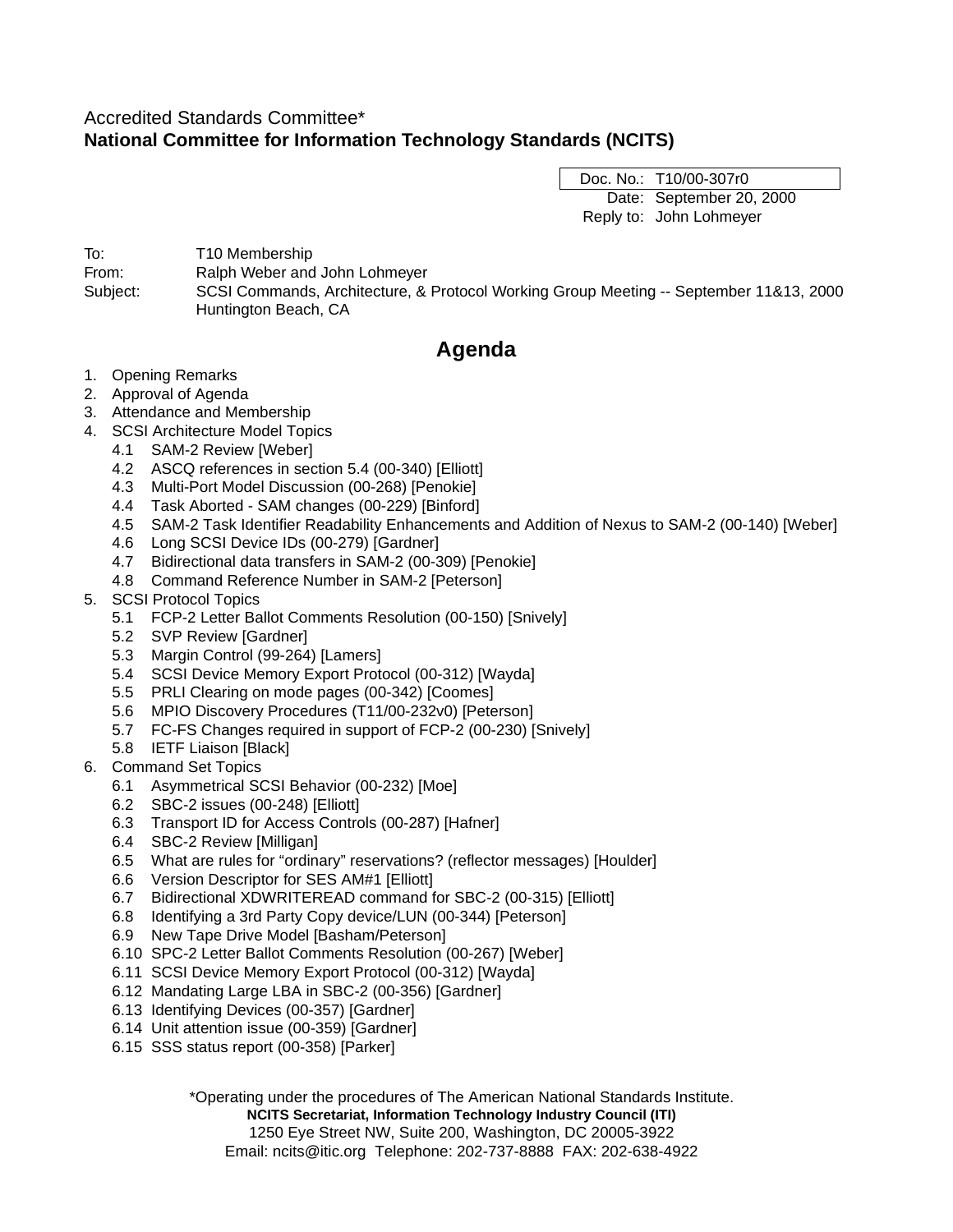Accredited Standards Committee*
**National Committee for Information Technology Standards (NCITS)**

| | |
|---|---|
| Doc. No.: | T10/00-307r0 |
| Date: | September 20, 2000 |
| Reply to: | John Lohmeyer |

To: T10 Membership
From: Ralph Weber and John Lohmeyer
Subject: SCSI Commands, Architecture, & Protocol Working Group Meeting -- September 11&13, 2000 Huntington Beach, CA

# Agenda

1. Opening Remarks
2. Approval of Agenda
3. Attendance and Membership
4. SCSI Architecture Model Topics
   - 4.1 SAM-2 Review [Weber]
   - 4.2 ASCQ references in section 5.4 (00-340) [Elliott]
   - 4.3 Multi-Port Model Discussion (00-268) [Penokie]
   - 4.4 Task Aborted - SAM changes (00-229) [Binford]
   - 4.5 SAM-2 Task Identifier Readability Enhancements and Addition of Nexus to SAM-2 (00-140) [Weber]
   - 4.6 Long SCSI Device IDs (00-279) [Gardner]
   - 4.7 Bidirectional data transfers in SAM-2 (00-309) [Penokie]
   - 4.8 Command Reference Number in SAM-2 [Peterson]
5. SCSI Protocol Topics
   - 5.1 FCP-2 Letter Ballot Comments Resolution (00-150) [Snively]
   - 5.2 SVP Review [Gardner]
   - 5.3 Margin Control (99-264) [Lamers]
   - 5.4 SCSI Device Memory Export Protocol (00-312) [Wayda]
   - 5.5 PRLI Clearing on mode pages (00-342) [Coomes]
   - 5.6 MPIO Discovery Procedures (T11/00-232v0) [Peterson]
   - 5.7 FC-FS Changes required in support of FCP-2 (00-230) [Snively]
   - 5.8 IETF Liaison [Black]
6. Command Set Topics
   - 6.1 Asymmetrical SCSI Behavior (00-232) [Moe]
   - 6.2 SBC-2 issues (00-248) [Elliott]
   - 6.3 Transport ID for Access Controls (00-287) [Hafner]
   - 6.4 SBC-2 Review [Milligan]
   - 6.5 What are rules for “ordinary” reservations? (reflector messages) [Houlder]
   - 6.6 Version Descriptor for SES AM#1 [Elliott]
   - 6.7 Bidirectional XDWRITEREAD command for SBC-2 (00-315) [Elliott]
   - 6.8 Identifying a 3rd Party Copy device/LUN (00-344) [Peterson]
   - 6.9 New Tape Drive Model [Basham/Peterson]
   - 6.10 SPC-2 Letter Ballot Comments Resolution (00-267) [Weber]
   - 6.11 SCSI Device Memory Export Protocol (00-312) [Wayda]
   - 6.12 Mandating Large LBA in SBC-2 (00-356) [Gardner]
   - 6.13 Identifying Devices (00-357) [Gardner]
   - 6.14 Unit attention issue (00-359) [Gardner]
   - 6.15 SSS status report (00-358) [Parker]

*Operating under the procedures of The American National Standards Institute.
**NCITS Secretariat, Information Technology Industry Council (ITI)**
1250 Eye Street NW, Suite 200, Washington, DC 20005-3922
Email: ncits@itic.org Telephone: 202-737-8888 FAX: 202-638-4922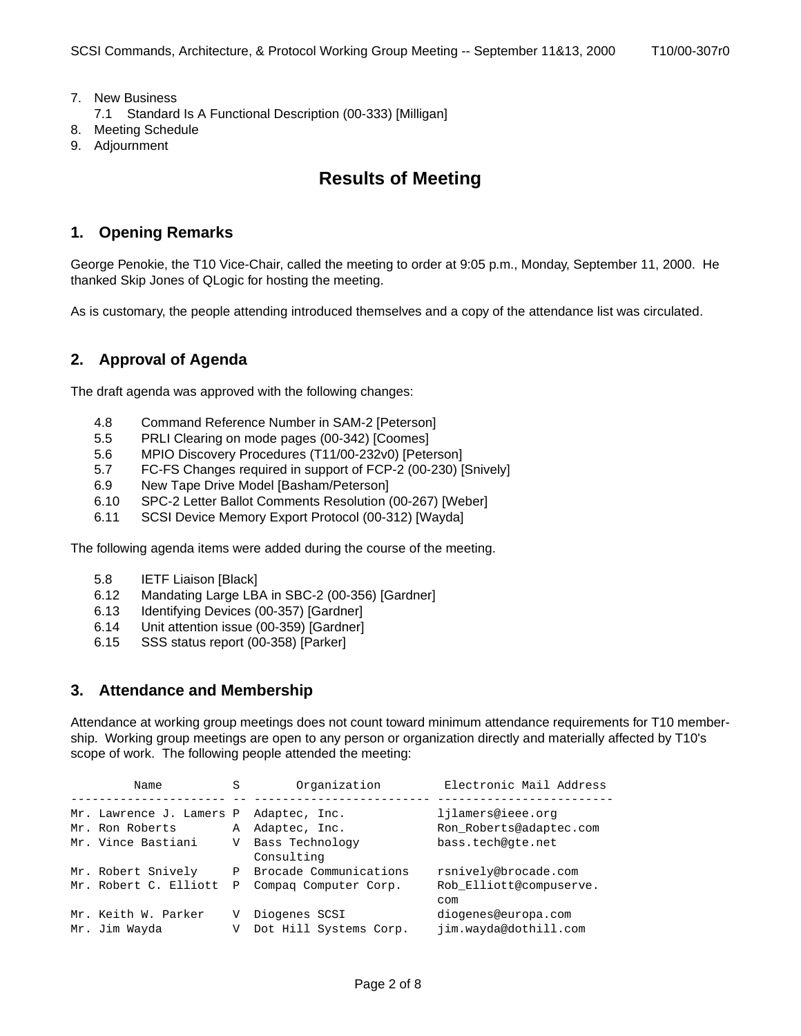7. New Business
   7.1 Standard Is A Functional Description (00-333) [Milligan]
8. Meeting Schedule
9. Adjournment

# Results of Meeting

## 1. Opening Remarks

George Penokie, the T10 Vice-Chair, called the meeting to order at 9:05 p.m., Monday, September 11, 2000. He thanked Skip Jones of QLogic for hosting the meeting.

As is customary, the people attending introduced themselves and a copy of the attendance list was circulated.

## 2. Approval of Agenda

The draft agenda was approved with the following changes:

- 4.8 Command Reference Number in SAM-2 [Peterson]
- 5.5 PRLI Clearing on mode pages (00-342) [Coomes]
- 5.6 MPIO Discovery Procedures (T11/00-232v0) [Peterson]
- 5.7 FC-FS Changes required in support of FCP-2 (00-230) [Snively]
- 6.9 New Tape Drive Model [Basham/Peterson]
- 6.10 SPC-2 Letter Ballot Comments Resolution (00-267) [Weber]
- 6.11 SCSI Device Memory Export Protocol (00-312) [Wayda]

The following agenda items were added during the course of the meeting.

- 5.8 IETF Liaison [Black]
- 6.12 Mandating Large LBA in SBC-2 (00-356) [Gardner]
- 6.13 Identifying Devices (00-357) [Gardner]
- 6.14 Unit attention issue (00-359) [Gardner]
- 6.15 SSS status report (00-358) [Parker]

## 3. Attendance and Membership

Attendance at working group meetings does not count toward minimum attendance requirements for T10 membership. Working group meetings are open to any person or organization directly and materially affected by T10's scope of work. The following people attended the meeting:

| Name | S | Organization | Electronic Mail Address |
|---|---|---|---|
| Mr. Lawrence J. Lamers | P | Adaptec, Inc. | ljlamers@ieee.org |
| Mr. Ron Roberts | A | Adaptec, Inc. | Ron_Roberts@adaptec.com |
| Mr. Vince Bastiani | V | Bass Technology Consulting | bass.tech@gte.net |
| Mr. Robert Snively | P | Brocade Communications | rsnively@brocade.com |
| Mr. Robert C. Elliott | P | Compaq Computer Corp. | Rob_Elliott@compuserve.com |
| Mr. Keith W. Parker | V | Diogenes SCSI | diogenes@europa.com |
| Mr. Jim Wayda | V | Dot Hill Systems Corp. | jim.wayda@dothill.com |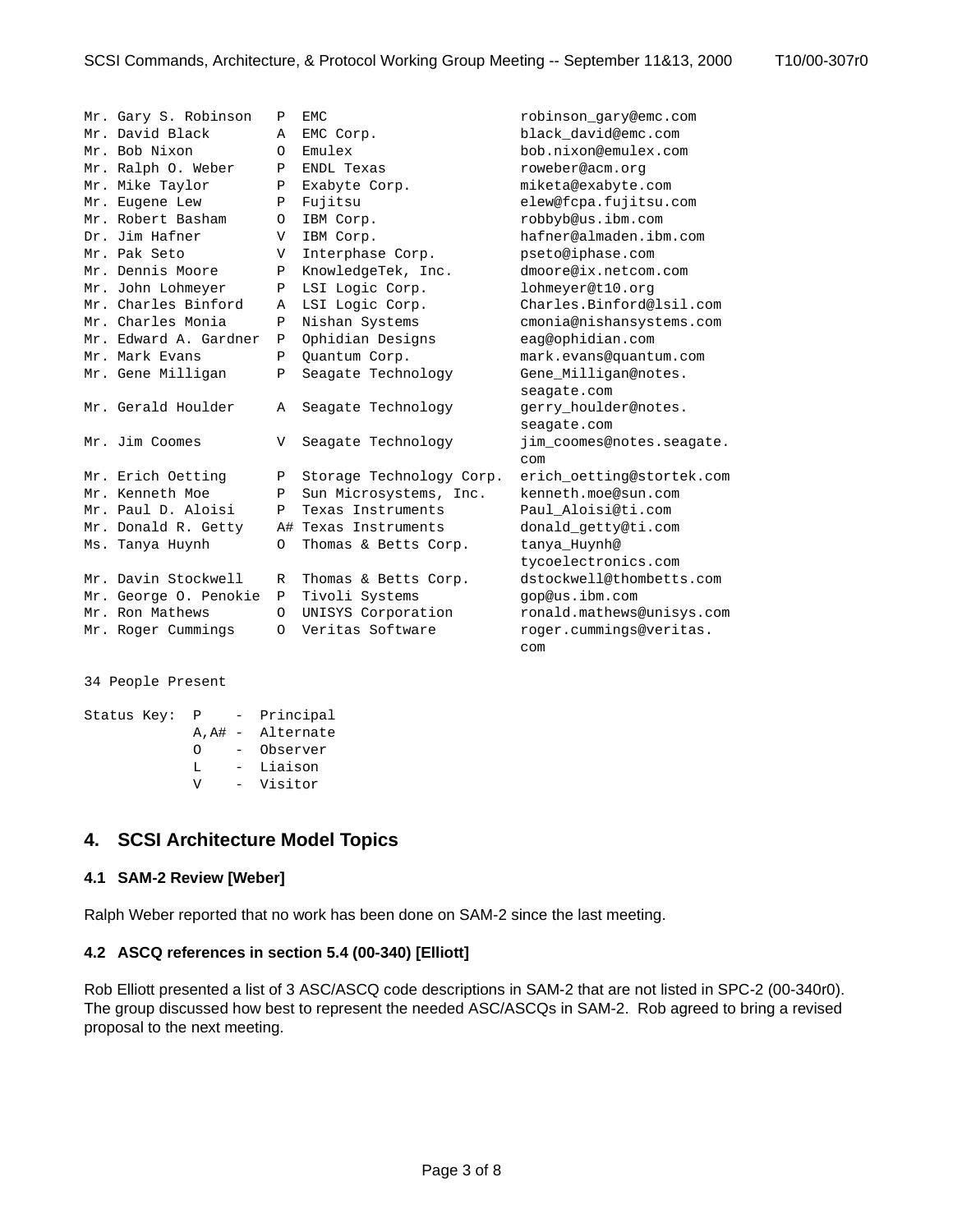```
Mr. Gary S. Robinson   P  EMC                      robinson_gary@emc.com
Mr. David Black        A  EMC Corp.                black_david@emc.com
Mr. Bob Nixon          O  Emulex                   bob.nixon@emulex.com
Mr. Ralph O. Weber     P  ENDL Texas               roweber@acm.org
Mr. Mike Taylor        P  Exabyte Corp.            miketa@exabyte.com
Mr. Eugene Lew         P  Fujitsu                  elew@fcpa.fujitsu.com
Mr. Robert Basham      O  IBM Corp.                robbyb@us.ibm.com
Dr. Jim Hafner         V  IBM Corp.                hafner@almaden.ibm.com
Mr. Pak Seto           V  Interphase Corp.         pseto@iphase.com
Mr. Dennis Moore       P  KnowledgeTek, Inc.       dmoore@ix.netcom.com
Mr. John Lohmeyer      P  LSI Logic Corp.          lohmeyer@t10.org
Mr. Charles Binford    A  LSI Logic Corp.          Charles.Binford@lsil.com
Mr. Charles Monia      P  Nishan Systems           cmonia@nishansystems.com
Mr. Edward A. Gardner  P  Ophidian Designs         eag@ophidian.com
Mr. Mark Evans         P  Quantum Corp.            mark.evans@quantum.com
Mr. Gene Milligan      P  Seagate Technology       Gene_Milligan@notes.
                                                   seagate.com
Mr. Gerald Houlder     A  Seagate Technology       gerry_houlder@notes.
                                                   seagate.com
Mr. Jim Coomes         V  Seagate Technology       jim_coomes@notes.seagate.
                                                   com
Mr. Erich Oetting      P  Storage Technology Corp. erich_oetting@stortek.com
Mr. Kenneth Moe        P  Sun Microsystems, Inc.   kenneth.moe@sun.com
Mr. Paul D. Aloisi     P  Texas Instruments        Paul_Aloisi@ti.com
Mr. Donald R. Getty    A# Texas Instruments        donald_getty@ti.com
Ms. Tanya Huynh        O  Thomas & Betts Corp.     tanya_Huynh@
                                                   tycoelectronics.com
Mr. Davin Stockwell    R  Thomas & Betts Corp.     dstockwell@thombetts.com
Mr. George O. Penokie  P  Tivoli Systems           gop@us.ibm.com
Mr. Ron Mathews        O  UNISYS Corporation       ronald.mathews@unisys.com
Mr. Roger Cummings     O  Veritas Software         roger.cummings@veritas.
                                                   com

34 People Present

Status Key:  P    -  Principal
             A,A# -  Alternate
             O    -  Observer
             L    -  Liaison
             V    -  Visitor
```

## 4. SCSI Architecture Model Topics

### 4.1 SAM-2 Review [Weber]

Ralph Weber reported that no work has been done on SAM-2 since the last meeting.

### 4.2 ASCQ references in section 5.4 (00-340) [Elliott]

Rob Elliott presented a list of 3 ASC/ASCQ code descriptions in SAM-2 that are not listed in SPC-2 (00-340r0). The group discussed how best to represent the needed ASC/ASCQs in SAM-2. Rob agreed to bring a revised proposal to the next meeting.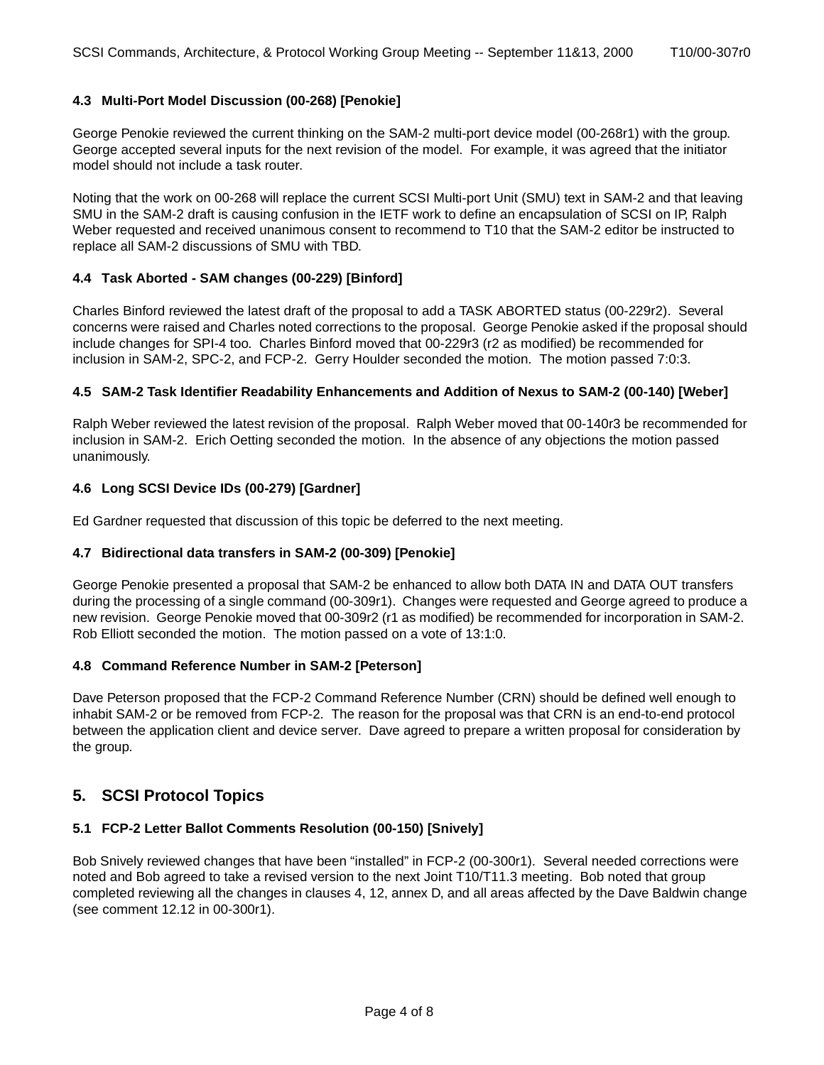### 4.3 Multi-Port Model Discussion (00-268) [Penokie]

George Penokie reviewed the current thinking on the SAM-2 multi-port device model (00-268r1) with the group. George accepted several inputs for the next revision of the model. For example, it was agreed that the initiator model should not include a task router.

Noting that the work on 00-268 will replace the current SCSI Multi-port Unit (SMU) text in SAM-2 and that leaving SMU in the SAM-2 draft is causing confusion in the IETF work to define an encapsulation of SCSI on IP, Ralph Weber requested and received unanimous consent to recommend to T10 that the SAM-2 editor be instructed to replace all SAM-2 discussions of SMU with TBD.

### 4.4 Task Aborted - SAM changes (00-229) [Binford]

Charles Binford reviewed the latest draft of the proposal to add a TASK ABORTED status (00-229r2). Several concerns were raised and Charles noted corrections to the proposal. George Penokie asked if the proposal should include changes for SPI-4 too. Charles Binford moved that 00-229r3 (r2 as modified) be recommended for inclusion in SAM-2, SPC-2, and FCP-2. Gerry Houlder seconded the motion. The motion passed 7:0:3.

### 4.5 SAM-2 Task Identifier Readability Enhancements and Addition of Nexus to SAM-2 (00-140) [Weber]

Ralph Weber reviewed the latest revision of the proposal. Ralph Weber moved that 00-140r3 be recommended for inclusion in SAM-2. Erich Oetting seconded the motion. In the absence of any objections the motion passed unanimously.

### 4.6 Long SCSI Device IDs (00-279) [Gardner]

Ed Gardner requested that discussion of this topic be deferred to the next meeting.

### 4.7 Bidirectional data transfers in SAM-2 (00-309) [Penokie]

George Penokie presented a proposal that SAM-2 be enhanced to allow both DATA IN and DATA OUT transfers during the processing of a single command (00-309r1). Changes were requested and George agreed to produce a new revision. George Penokie moved that 00-309r2 (r1 as modified) be recommended for incorporation in SAM-2. Rob Elliott seconded the motion. The motion passed on a vote of 13:1:0.

### 4.8 Command Reference Number in SAM-2 [Peterson]

Dave Peterson proposed that the FCP-2 Command Reference Number (CRN) should be defined well enough to inhabit SAM-2 or be removed from FCP-2. The reason for the proposal was that CRN is an end-to-end protocol between the application client and device server. Dave agreed to prepare a written proposal for consideration by the group.

## 5. SCSI Protocol Topics

### 5.1 FCP-2 Letter Ballot Comments Resolution (00-150) [Snively]

Bob Snively reviewed changes that have been “installed” in FCP-2 (00-300r1). Several needed corrections were noted and Bob agreed to take a revised version to the next Joint T10/T11.3 meeting. Bob noted that group completed reviewing all the changes in clauses 4, 12, annex D, and all areas affected by the Dave Baldwin change (see comment 12.12 in 00-300r1).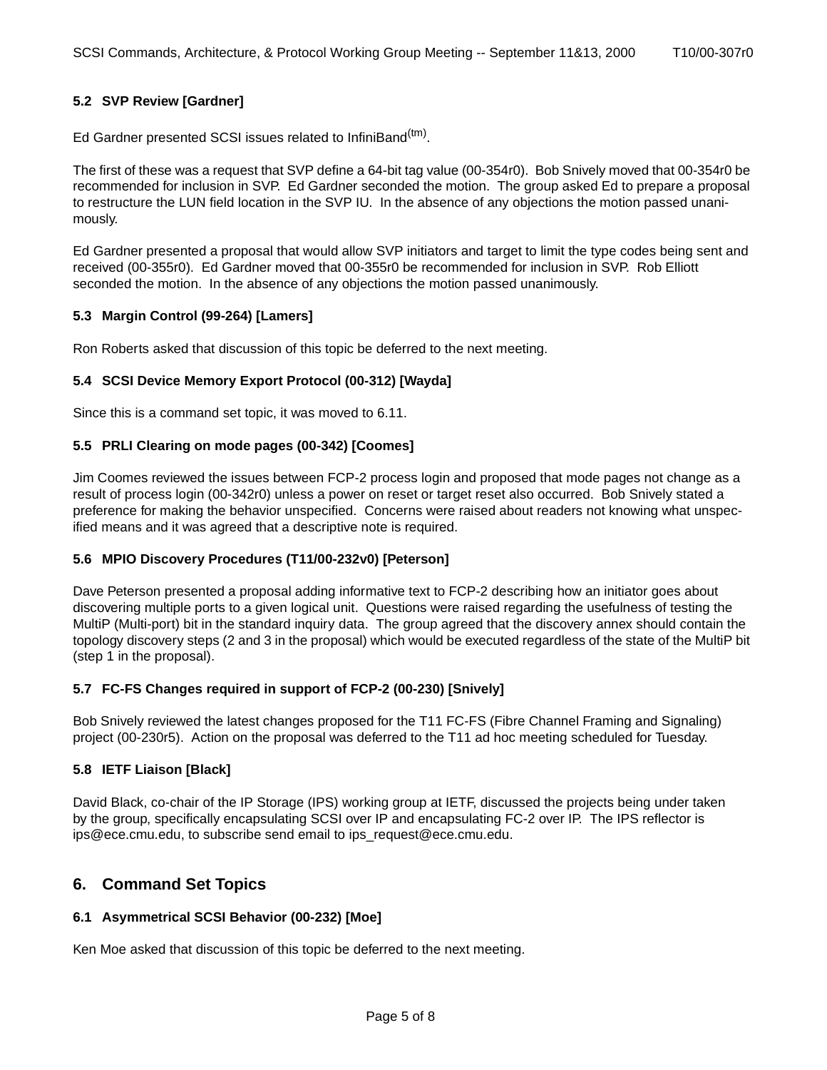### 5.2 SVP Review [Gardner]

Ed Gardner presented SCSI issues related to InfiniBand(tm).

The first of these was a request that SVP define a 64-bit tag value (00-354r0). Bob Snively moved that 00-354r0 be recommended for inclusion in SVP. Ed Gardner seconded the motion. The group asked Ed to prepare a proposal to restructure the LUN field location in the SVP IU. In the absence of any objections the motion passed unanimously.

Ed Gardner presented a proposal that would allow SVP initiators and target to limit the type codes being sent and received (00-355r0). Ed Gardner moved that 00-355r0 be recommended for inclusion in SVP. Rob Elliott seconded the motion. In the absence of any objections the motion passed unanimously.

### 5.3 Margin Control (99-264) [Lamers]

Ron Roberts asked that discussion of this topic be deferred to the next meeting.

### 5.4 SCSI Device Memory Export Protocol (00-312) [Wayda]

Since this is a command set topic, it was moved to 6.11.

### 5.5 PRLI Clearing on mode pages (00-342) [Coomes]

Jim Coomes reviewed the issues between FCP-2 process login and proposed that mode pages not change as a result of process login (00-342r0) unless a power on reset or target reset also occurred. Bob Snively stated a preference for making the behavior unspecified. Concerns were raised about readers not knowing what unspecified means and it was agreed that a descriptive note is required.

### 5.6 MPIO Discovery Procedures (T11/00-232v0) [Peterson]

Dave Peterson presented a proposal adding informative text to FCP-2 describing how an initiator goes about discovering multiple ports to a given logical unit. Questions were raised regarding the usefulness of testing the MultiP (Multi-port) bit in the standard inquiry data. The group agreed that the discovery annex should contain the topology discovery steps (2 and 3 in the proposal) which would be executed regardless of the state of the MultiP bit (step 1 in the proposal).

### 5.7 FC-FS Changes required in support of FCP-2 (00-230) [Snively]

Bob Snively reviewed the latest changes proposed for the T11 FC-FS (Fibre Channel Framing and Signaling) project (00-230r5). Action on the proposal was deferred to the T11 ad hoc meeting scheduled for Tuesday.

### 5.8 IETF Liaison [Black]

David Black, co-chair of the IP Storage (IPS) working group at IETF, discussed the projects being under taken by the group, specifically encapsulating SCSI over IP and encapsulating FC-2 over IP. The IPS reflector is ips@ece.cmu.edu, to subscribe send email to ips_request@ece.cmu.edu.

## 6. Command Set Topics

### 6.1 Asymmetrical SCSI Behavior (00-232) [Moe]

Ken Moe asked that discussion of this topic be deferred to the next meeting.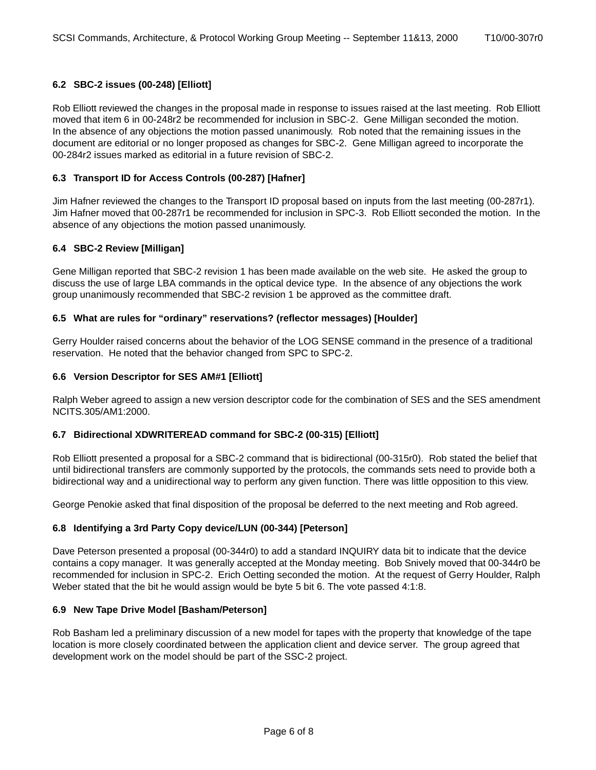### 6.2 SBC-2 issues (00-248) [Elliott]

Rob Elliott reviewed the changes in the proposal made in response to issues raised at the last meeting. Rob Elliott moved that item 6 in 00-248r2 be recommended for inclusion in SBC-2. Gene Milligan seconded the motion. In the absence of any objections the motion passed unanimously. Rob noted that the remaining issues in the document are editorial or no longer proposed as changes for SBC-2. Gene Milligan agreed to incorporate the 00-284r2 issues marked as editorial in a future revision of SBC-2.

### 6.3 Transport ID for Access Controls (00-287) [Hafner]

Jim Hafner reviewed the changes to the Transport ID proposal based on inputs from the last meeting (00-287r1). Jim Hafner moved that 00-287r1 be recommended for inclusion in SPC-3. Rob Elliott seconded the motion. In the absence of any objections the motion passed unanimously.

### 6.4 SBC-2 Review [Milligan]

Gene Milligan reported that SBC-2 revision 1 has been made available on the web site. He asked the group to discuss the use of large LBA commands in the optical device type. In the absence of any objections the work group unanimously recommended that SBC-2 revision 1 be approved as the committee draft.

### 6.5 What are rules for “ordinary” reservations? (reflector messages) [Houlder]

Gerry Houlder raised concerns about the behavior of the LOG SENSE command in the presence of a traditional reservation. He noted that the behavior changed from SPC to SPC-2.

### 6.6 Version Descriptor for SES AM#1 [Elliott]

Ralph Weber agreed to assign a new version descriptor code for the combination of SES and the SES amendment NCITS.305/AM1:2000.

### 6.7 Bidirectional XDWRITEREAD command for SBC-2 (00-315) [Elliott]

Rob Elliott presented a proposal for a SBC-2 command that is bidirectional (00-315r0). Rob stated the belief that until bidirectional transfers are commonly supported by the protocols, the commands sets need to provide both a bidirectional way and a unidirectional way to perform any given function. There was little opposition to this view.

George Penokie asked that final disposition of the proposal be deferred to the next meeting and Rob agreed.

### 6.8 Identifying a 3rd Party Copy device/LUN (00-344) [Peterson]

Dave Peterson presented a proposal (00-344r0) to add a standard INQUIRY data bit to indicate that the device contains a copy manager. It was generally accepted at the Monday meeting. Bob Snively moved that 00-344r0 be recommended for inclusion in SPC-2. Erich Oetting seconded the motion. At the request of Gerry Houlder, Ralph Weber stated that the bit he would assign would be byte 5 bit 6. The vote passed 4:1:8.

### 6.9 New Tape Drive Model [Basham/Peterson]

Rob Basham led a preliminary discussion of a new model for tapes with the property that knowledge of the tape location is more closely coordinated between the application client and device server. The group agreed that development work on the model should be part of the SSC-2 project.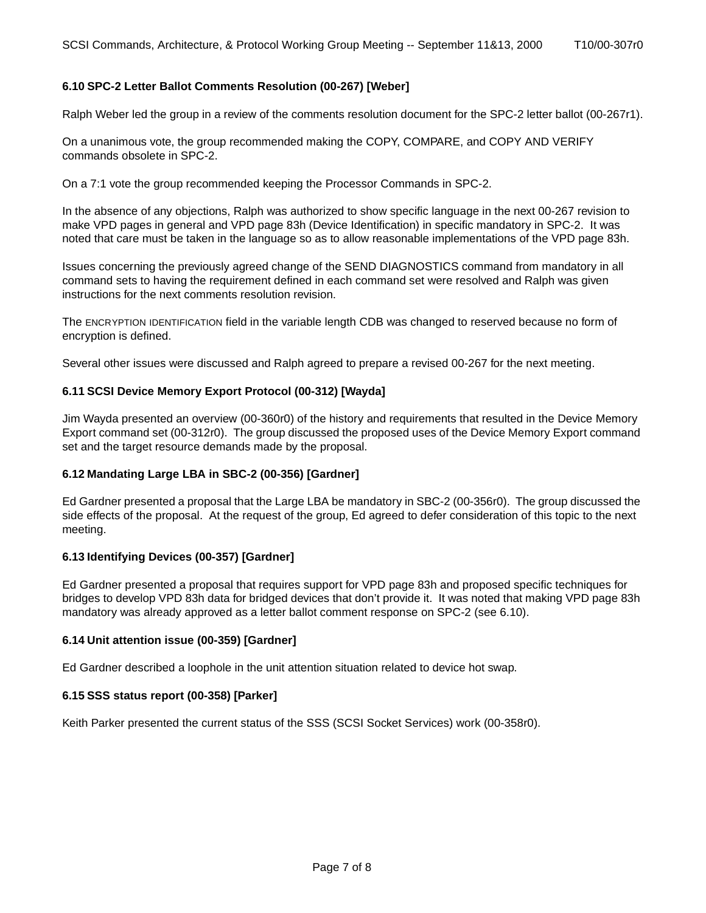### 6.10 SPC-2 Letter Ballot Comments Resolution (00-267) [Weber]

Ralph Weber led the group in a review of the comments resolution document for the SPC-2 letter ballot (00-267r1).

On a unanimous vote, the group recommended making the COPY, COMPARE, and COPY AND VERIFY commands obsolete in SPC-2.

On a 7:1 vote the group recommended keeping the Processor Commands in SPC-2.

In the absence of any objections, Ralph was authorized to show specific language in the next 00-267 revision to make VPD pages in general and VPD page 83h (Device Identification) in specific mandatory in SPC-2. It was noted that care must be taken in the language so as to allow reasonable implementations of the VPD page 83h.

Issues concerning the previously agreed change of the SEND DIAGNOSTICS command from mandatory in all command sets to having the requirement defined in each command set were resolved and Ralph was given instructions for the next comments resolution revision.

The ENCRYPTION IDENTIFICATION field in the variable length CDB was changed to reserved because no form of encryption is defined.

Several other issues were discussed and Ralph agreed to prepare a revised 00-267 for the next meeting.

### 6.11 SCSI Device Memory Export Protocol (00-312) [Wayda]

Jim Wayda presented an overview (00-360r0) of the history and requirements that resulted in the Device Memory Export command set (00-312r0). The group discussed the proposed uses of the Device Memory Export command set and the target resource demands made by the proposal.

### 6.12 Mandating Large LBA in SBC-2 (00-356) [Gardner]

Ed Gardner presented a proposal that the Large LBA be mandatory in SBC-2 (00-356r0). The group discussed the side effects of the proposal. At the request of the group, Ed agreed to defer consideration of this topic to the next meeting.

### 6.13 Identifying Devices (00-357) [Gardner]

Ed Gardner presented a proposal that requires support for VPD page 83h and proposed specific techniques for bridges to develop VPD 83h data for bridged devices that don't provide it. It was noted that making VPD page 83h mandatory was already approved as a letter ballot comment response on SPC-2 (see 6.10).

### 6.14 Unit attention issue (00-359) [Gardner]

Ed Gardner described a loophole in the unit attention situation related to device hot swap.

### 6.15 SSS status report (00-358) [Parker]

Keith Parker presented the current status of the SSS (SCSI Socket Services) work (00-358r0).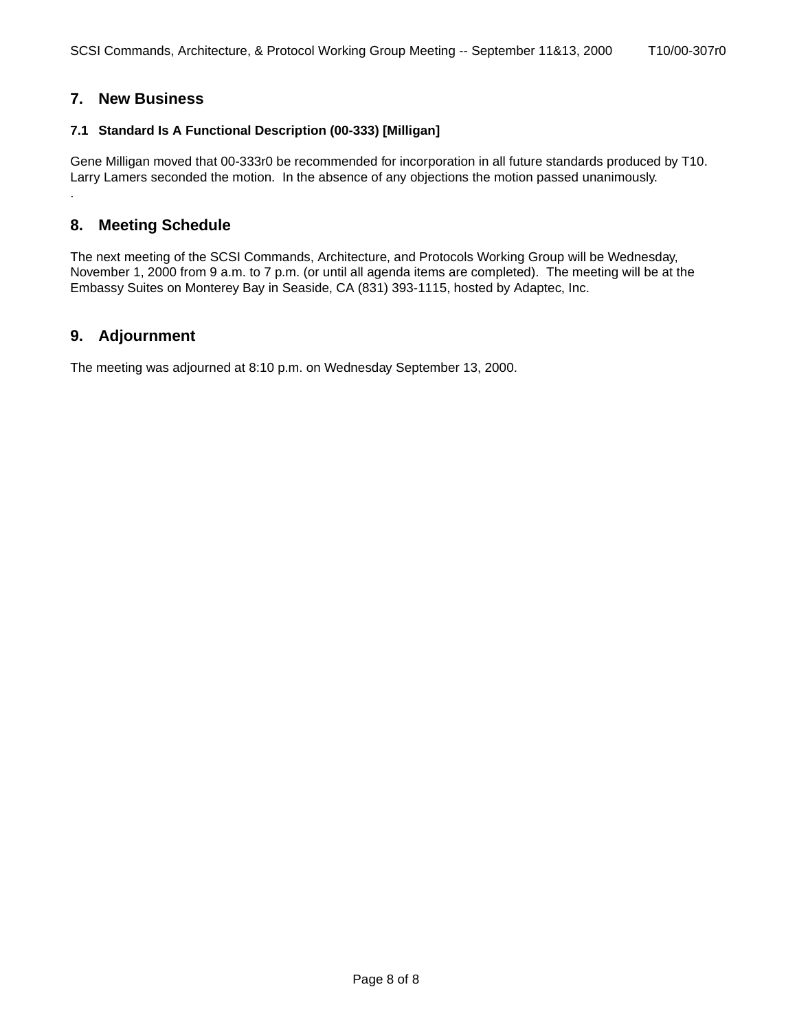## 7. New Business

### 7.1 Standard Is A Functional Description (00-333) [Milligan]

Gene Milligan moved that 00-333r0 be recommended for incorporation in all future standards produced by T10. Larry Lamers seconded the motion. In the absence of any objections the motion passed unanimously.
.

## 8. Meeting Schedule

The next meeting of the SCSI Commands, Architecture, and Protocols Working Group will be Wednesday, November 1, 2000 from 9 a.m. to 7 p.m. (or until all agenda items are completed). The meeting will be at the Embassy Suites on Monterey Bay in Seaside, CA (831) 393-1115, hosted by Adaptec, Inc.

## 9. Adjournment

The meeting was adjourned at 8:10 p.m. on Wednesday September 13, 2000.